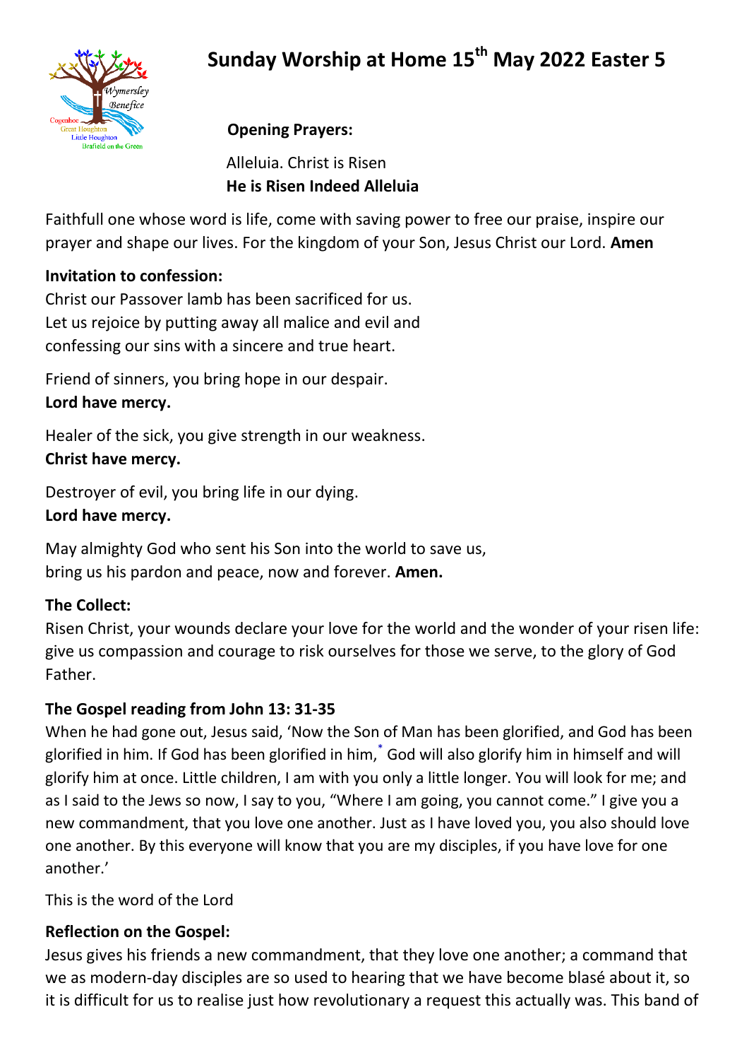# Sunday Worship at Home 15th May 2022 Easter 5

**Opening Prayers:**

Alleluia. Christ is Risen
**He is Risen Indeed Alleluia**

Faithfull one whose word is life, come with saving power to free our praise, inspire our prayer and shape our lives. For the kingdom of your Son, Jesus Christ our Lord. **Amen**

**Invitation to confession:**
Christ our Passover lamb has been sacrificed for us.
Let us rejoice by putting away all malice and evil and confessing our sins with a sincere and true heart.

Friend of sinners, you bring hope in our despair.
**Lord have mercy.**

Healer of the sick, you give strength in our weakness.
**Christ have mercy.**

Destroyer of evil, you bring life in our dying.
**Lord have mercy.**

May almighty God who sent his Son into the world to save us,
bring us his pardon and peace, now and forever. **Amen.**

**The Collect:**
Risen Christ, your wounds declare your love for the world and the wonder of your risen life: give us compassion and courage to risk ourselves for those we serve, to the glory of God Father.

**The Gospel reading from John 13: 31-35**
When he had gone out, Jesus said, 'Now the Son of Man has been glorified, and God has been glorified in him. If God has been glorified in him,* God will also glorify him in himself and will glorify him at once. Little children, I am with you only a little longer. You will look for me; and as I said to the Jews so now, I say to you, "Where I am going, you cannot come." I give you a new commandment, that you love one another. Just as I have loved you, you also should love one another. By this everyone will know that you are my disciples, if you have love for one another.'

This is the word of the Lord

**Reflection on the Gospel:**
Jesus gives his friends a new commandment, that they love one another; a command that we as modern-day disciples are so used to hearing that we have become blasé about it, so it is difficult for us to realise just how revolutionary a request this actually was. This band of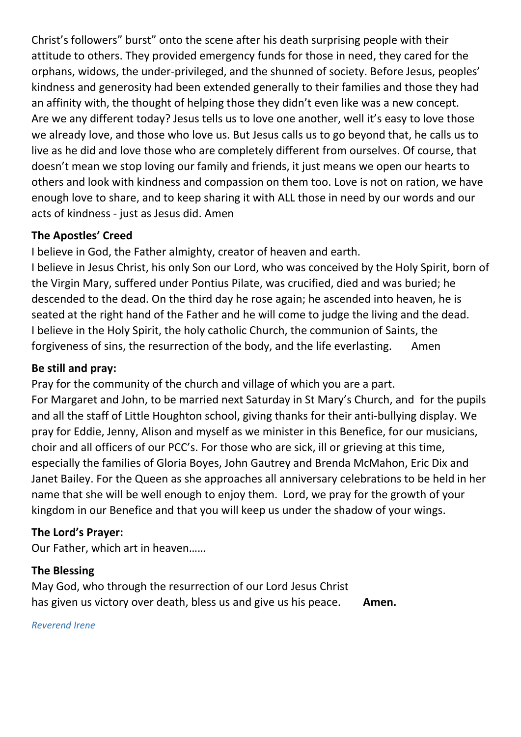Christ's followers" burst" onto the scene after his death surprising people with their attitude to others. They provided emergency funds for those in need, they cared for the orphans, widows, the under-privileged, and the shunned of society. Before Jesus, peoples' kindness and generosity had been extended generally to their families and those they had an affinity with, the thought of helping those they didn't even like was a new concept. Are we any different today? Jesus tells us to love one another, well it's easy to love those we already love, and those who love us. But Jesus calls us to go beyond that, he calls us to live as he did and love those who are completely different from ourselves. Of course, that doesn't mean we stop loving our family and friends, it just means we open our hearts to others and look with kindness and compassion on them too. Love is not on ration, we have enough love to share, and to keep sharing it with ALL those in need by our words and our acts of kindness - just as Jesus did. Amen

**The Apostles' Creed**

I believe in God, the Father almighty, creator of heaven and earth.
I believe in Jesus Christ, his only Son our Lord, who was conceived by the Holy Spirit, born of the Virgin Mary, suffered under Pontius Pilate, was crucified, died and was buried; he descended to the dead. On the third day he rose again; he ascended into heaven, he is seated at the right hand of the Father and he will come to judge the living and the dead.
I believe in the Holy Spirit, the holy catholic Church, the communion of Saints, the forgiveness of sins, the resurrection of the body, and the life everlasting. Amen

**Be still and pray:**

Pray for the community of the church and village of which you are a part.
For Margaret and John, to be married next Saturday in St Mary's Church, and for the pupils and all the staff of Little Houghton school, giving thanks for their anti-bullying display. We pray for Eddie, Jenny, Alison and myself as we minister in this Benefice, for our musicians, choir and all officers of our PCC's. For those who are sick, ill or grieving at this time, especially the families of Gloria Boyes, John Gautrey and Brenda McMahon, Eric Dix and Janet Bailey. For the Queen as she approaches all anniversary celebrations to be held in her name that she will be well enough to enjoy them. Lord, we pray for the growth of your kingdom in our Benefice and that you will keep us under the shadow of your wings.

**The Lord's Prayer:**

Our Father, which art in heaven……

**The Blessing**

May God, who through the resurrection of our Lord Jesus Christ
has given us victory over death, bless us and give us his peace. **Amen.**

*Reverend Irene*